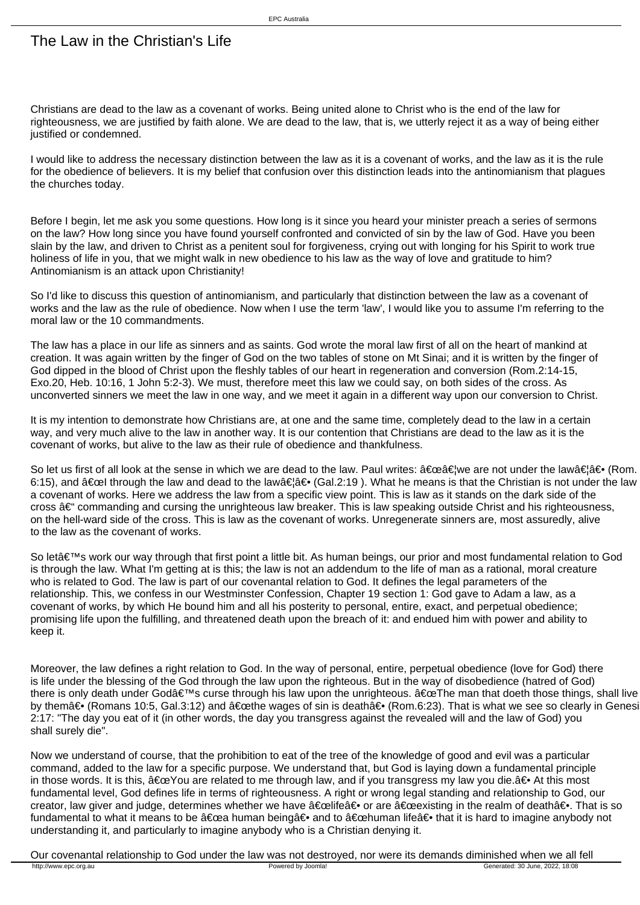# The Law in the Christian's Life

Christians are dead to the law as a covenant of works. Being united alone to Christ who is the end of the law for righteousness, we are justified by faith alone. We are dead to the law, that is, we utterly reject it as a way of being either justified or condemned.

I would like to address the necessary distinction between the law as it is a covenant of works, and the law as it is the rule for the obedience of believers. It is my belief that confusion over this distinction leads into the antinomianism that plagues the churches today.

Before I begin, let me ask you some questions. How long is it since you heard your minister preach a series of sermons on the law? How long since you have found yourself confronted and convicted of sin by the law of God. Have you been slain by the law, and driven to Christ as a penitent soul for forgiveness, crying out with longing for his Spirit to work true holiness of life in you, that we might walk in new obedience to his law as the way of love and gratitude to him? Antinomianism is an attack upon Christianity!

So I'd like to discuss this question of antinomianism, and particularly that distinction between the law as a covenant of works and the law as the rule of obedience. Now when I use the term 'law', I would like you to assume I'm referring to the moral law or the 10 commandments.

The law has a place in our life as sinners and as saints. God wrote the moral law first of all on the heart of mankind at creation. It was again written by the finger of God on the two tables of stone on Mt Sinai; and it is written by the finger of God dipped in the blood of Christ upon the fleshly tables of our heart in regeneration and conversion (Rom.2:14-15, Exo.20, Heb. 10:16, 1 John 5:2-3). We must, therefore meet this law we could say, on both sides of the cross. As unconverted sinners we meet the law in one way, and we meet it again in a different way upon our conversion to Christ.

It is my intention to demonstrate how Christians are, at one and the same time, completely dead to the law in a certain way, and very much alive to the law in another way. It is our contention that Christians are dead to the law as it is the covenant of works, but alive to the law as their rule of obedience and thankfulness.

So let us first of all look at the sense in which we are dead to the law. Paul writes: â€œâ€¦we are not under the lawâ€¦â€• (Rom. 6:15), and â€œI through the law and dead to the lawâ€¦â€• (Gal.2:19 ). What he means is that the Christian is not under the law a covenant of works. Here we address the law from a specific view point. This is law as it stands on the dark side of the cross â€“ commanding and cursing the unrighteous law breaker. This is law speaking outside Christ and his righteousness, on the hell-ward side of the cross. This is law as the covenant of works. Unregenerate sinners are, most assuredly, alive to the law as the covenant of works.

So letâ€™s work our way through that first point a little bit. As human beings, our prior and most fundamental relation to God is through the law. What I'm getting at is this; the law is not an addendum to the life of man as a rational, moral creature who is related to God. The law is part of our covenantal relation to God. It defines the legal parameters of the relationship. This, we confess in our Westminster Confession, Chapter 19 section 1: God gave to Adam a law, as a covenant of works, by which He bound him and all his posterity to personal, entire, exact, and perpetual obedience; promising life upon the fulfilling, and threatened death upon the breach of it: and endued him with power and ability to keep it.

Moreover, the law defines a right relation to God. In the way of personal, entire, perpetual obedience (love for God) there is life under the blessing of the God through the law upon the righteous. But in the way of disobedience (hatred of God) there is only death under Godâ€™s curse through his law upon the unrighteous. â€œThe man that doeth those things, shall live by themâ€• (Romans 10:5, Gal.3:12) and â€œthe wages of sin is deathâ€• (Rom.6:23). That is what we see so clearly in Genesi 2:17: "The day you eat of it (in other words, the day you transgress against the revealed will and the law of God) you shall surely die".

Now we understand of course, that the prohibition to eat of the tree of the knowledge of good and evil was a particular command, added to the law for a specific purpose. We understand that, but God is laying down a fundamental principle in those words. It is this, â€œYou are related to me through law, and if you transgress my law you die.â€• At this most fundamental level, God defines life in terms of righteousness. A right or wrong legal standing and relationship to God, our creator, law giver and judge, determines whether we have â€œlifeâ€• or are â€œexisting in the realm of deathâ€•. That is so fundamental to what it means to be â€œa human beingâ€• and to â€œhuman lifeâ€• that it is hard to imagine anybody not understanding it, and particularly to imagine anybody who is a Christian denying it.

Our covenantal relationship to God under the law was not destroyed, nor were its demands diminished when we all fell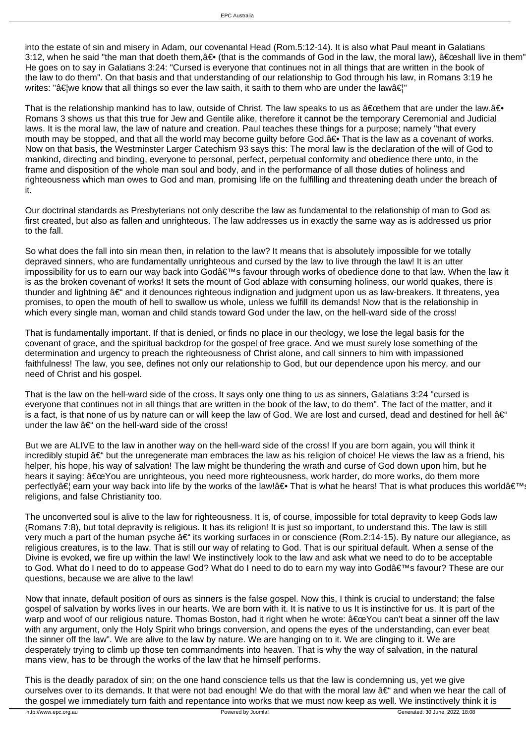into the estate of sin and misery in Adam, our covenantal Head (Rom.5:12-14). It is also what Paul meant in Galatians 3:12, when he said "the man that doeth them,â€• (that is the commands of God in the law, the moral law), â€œshall live in them" He goes on to say in Galatians 3:24: "Cursed is everyone that continues not in all things that are written in the book of the law to do them". On that basis and that understanding of our relationship to God through his law, in Romans 3:19 he writes: "â€¦we know that all things so ever the law saith, it saith to them who are under the lawâ€¦"

That is the relationship mankind has to law, outside of Christ. The law speaks to us as â€œthem that are under the law.â€• Romans 3 shows us that this true for Jew and Gentile alike, therefore it cannot be the temporary Ceremonial and Judicial laws. It is the moral law, the law of nature and creation. Paul teaches these things for a purpose; namely "that every mouth may be stopped, and that all the world may become guilty before God.â€• That is the law as a covenant of works. Now on that basis, the Westminster Larger Catechism 93 says this: The moral law is the declaration of the will of God to mankind, directing and binding, everyone to personal, perfect, perpetual conformity and obedience there unto, in the frame and disposition of the whole man soul and body, and in the performance of all those duties of holiness and righteousness which man owes to God and man, promising life on the fulfilling and threatening death under the breach of it.

Our doctrinal standards as Presbyterians not only describe the law as fundamental to the relationship of man to God as first created, but also as fallen and unrighteous. The law addresses us in exactly the same way as is addressed us prior to the fall.

So what does the fall into sin mean then, in relation to the law? It means that is absolutely impossible for we totally depraved sinners, who are fundamentally unrighteous and cursed by the law to live through the law! It is an utter impossibility for us to earn our way back into Godâ€™s favour through works of obedience done to that law. When the law it is as the broken covenant of works! It sets the mount of God ablaze with consuming holiness, our world quakes, there is thunder and lightning â€“ and it denounces righteous indignation and judgment upon us as law-breakers. It threatens, yea promises, to open the mouth of hell to swallow us whole, unless we fulfill its demands! Now that is the relationship in which every single man, woman and child stands toward God under the law, on the hell-ward side of the cross!

That is fundamentally important. If that is denied, or finds no place in our theology, we lose the legal basis for the covenant of grace, and the spiritual backdrop for the gospel of free grace. And we must surely lose something of the determination and urgency to preach the righteousness of Christ alone, and call sinners to him with impassioned faithfulness! The law, you see, defines not only our relationship to God, but our dependence upon his mercy, and our need of Christ and his gospel.

That is the law on the hell-ward side of the cross. It says only one thing to us as sinners, Galatians 3:24 "cursed is everyone that continues not in all things that are written in the book of the law, to do them". The fact of the matter, and it is a fact, is that none of us by nature can or will keep the law of God. We are lost and cursed, dead and destined for hell â€“ under the law â€“ on the hell-ward side of the cross!

But we are ALIVE to the law in another way on the hell-ward side of the cross! If you are born again, you will think it incredibly stupid â€“ but the unregenerate man embraces the law as his religion of choice! He views the law as a friend, his helper, his hope, his way of salvation! The law might be thundering the wrath and curse of God down upon him, but he hears it saying: â€œYou are unrighteous, you need more righteousness, work harder, do more works, do them more perfectlyâ€¦ earn your way back into life by the works of the law!â€• That is what he hears! That is what produces this worldâ€™s religions, and false Christianity too.

The unconverted soul is alive to the law for righteousness. It is, of course, impossible for total depravity to keep Gods law (Romans 7:8), but total depravity is religious. It has its religion! It is just so important, to understand this. The law is still very much a part of the human psyche â€“ its working surfaces in or conscience (Rom.2:14-15). By nature our allegiance, as religious creatures, is to the law. That is still our way of relating to God. That is our spiritual default. When a sense of the Divine is evoked, we fire up within the law! We instinctively look to the law and ask what we need to do to be acceptable to God. What do I need to do to appease God? What do I need to do to earn my way into Godâ€™s favour? These are our questions, because we are alive to the law!

Now that innate, default position of ours as sinners is the false gospel. Now this, I think is crucial to understand; the false gospel of salvation by works lives in our hearts. We are born with it. It is native to us It is instinctive for us. It is part of the warp and woof of our religious nature. Thomas Boston, had it right when he wrote: â€œYou can't beat a sinner off the law with any argument, only the Holy Spirit who brings conversion, and opens the eyes of the understanding, can ever beat the sinner off the law". We are alive to the law by nature. We are hanging on to it. We are clinging to it. We are desperately trying to climb up those ten commandments into heaven. That is why the way of salvation, in the natural mans view, has to be through the works of the law that he himself performs.

This is the deadly paradox of sin; on the one hand conscience tells us that the law is condemning us, yet we give ourselves over to its demands. It that were not bad enough! We do that with the moral law â€“ and when we hear the call of the gospel we immediately turn faith and repentance into works that we must now keep as well. We instinctively think it is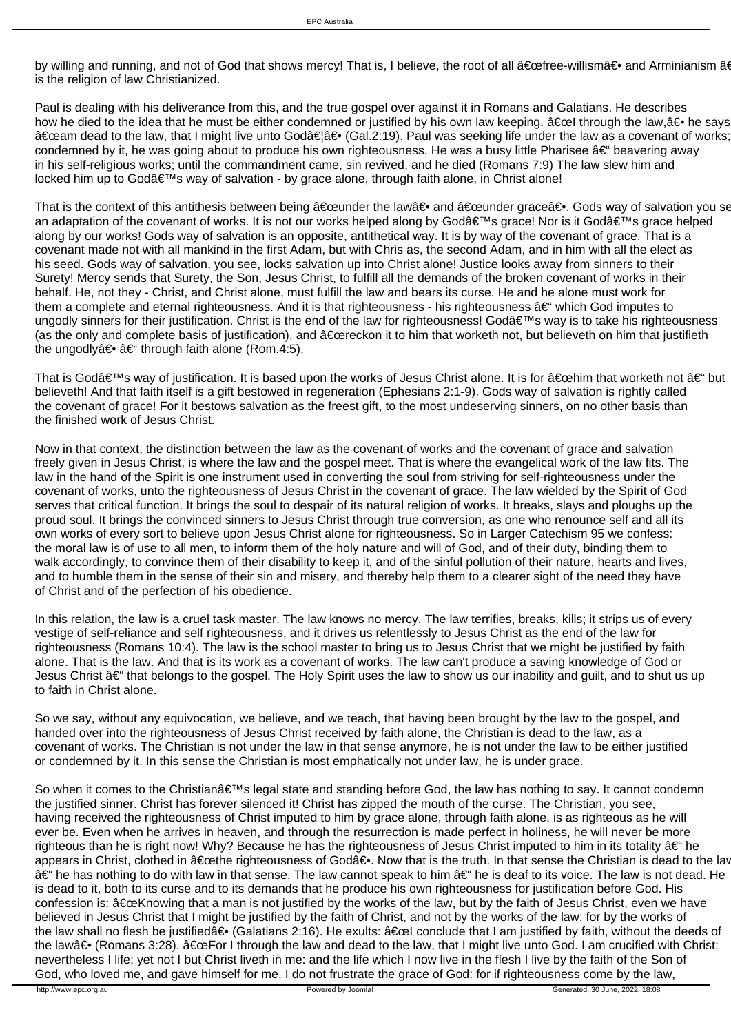by willing and running, and not of God that shows mercy! That is, I believe, the root of all â€œfree-willismâ€• and Arminianism â€ is the religion of law Christianized.

Paul is dealing with his deliverance from this, and the true gospel over against it in Romans and Galatians. He describes how he died to the idea that he must be either condemned or justified by his own law keeping. â€œI through the law,â€• he says â€œam dead to the law, that I might live unto Godâ€¦â€• (Gal.2:19). Paul was seeking life under the law as a covenant of works; condemned by it, he was going about to produce his own righteousness. He was a busy little Pharisee â€“ beavering away in his self-religious works; until the commandment came, sin revived, and he died (Romans 7:9) The law slew him and locked him up to Godâ€™s way of salvation - by grace alone, through faith alone, in Christ alone!

That is the context of this antithesis between being â€œunder the lawâ€• and â€œunder graceâ€•. Gods way of salvation you se an adaptation of the covenant of works. It is not our works helped along by Godâ€™s grace! Nor is it Godâ€™s grace helped along by our works! Gods way of salvation is an opposite, antithetical way. It is by way of the covenant of grace. That is a covenant made not with all mankind in the first Adam, but with Chris as, the second Adam, and in him with all the elect as his seed. Gods way of salvation, you see, locks salvation up into Christ alone! Justice looks away from sinners to their Surety! Mercy sends that Surety, the Son, Jesus Christ, to fulfill all the demands of the broken covenant of works in their behalf. He, not they - Christ, and Christ alone, must fulfill the law and bears its curse. He and he alone must work for them a complete and eternal righteousness. And it is that righteousness - his righteousness â€“ which God imputes to ungodly sinners for their justification. Christ is the end of the law for righteousness! Godâ€™s way is to take his righteousness (as the only and complete basis of justification), and â€œreckon it to him that worketh not, but believeth on him that justifieth the ungodlyâ€• â€“ through faith alone (Rom.4:5).

That is Godâ€™s way of justification. It is based upon the works of Jesus Christ alone. It is for â€œhim that worketh not â€“ but believeth! And that faith itself is a gift bestowed in regeneration (Ephesians 2:1-9). Gods way of salvation is rightly called the covenant of grace! For it bestows salvation as the freest gift, to the most undeserving sinners, on no other basis than the finished work of Jesus Christ.

Now in that context, the distinction between the law as the covenant of works and the covenant of grace and salvation freely given in Jesus Christ, is where the law and the gospel meet. That is where the evangelical work of the law fits. The law in the hand of the Spirit is one instrument used in converting the soul from striving for self-righteousness under the covenant of works, unto the righteousness of Jesus Christ in the covenant of grace. The law wielded by the Spirit of God serves that critical function. It brings the soul to despair of its natural religion of works. It breaks, slays and ploughs up the proud soul. It brings the convinced sinners to Jesus Christ through true conversion, as one who renounce self and all its own works of every sort to believe upon Jesus Christ alone for righteousness. So in Larger Catechism 95 we confess: the moral law is of use to all men, to inform them of the holy nature and will of God, and of their duty, binding them to walk accordingly, to convince them of their disability to keep it, and of the sinful pollution of their nature, hearts and lives, and to humble them in the sense of their sin and misery, and thereby help them to a clearer sight of the need they have of Christ and of the perfection of his obedience.

In this relation, the law is a cruel task master. The law knows no mercy. The law terrifies, breaks, kills; it strips us of every vestige of self-reliance and self righteousness, and it drives us relentlessly to Jesus Christ as the end of the law for righteousness (Romans 10:4). The law is the school master to bring us to Jesus Christ that we might be justified by faith alone. That is the law. And that is its work as a covenant of works. The law can't produce a saving knowledge of God or Jesus Christ â€“ that belongs to the gospel. The Holy Spirit uses the law to show us our inability and guilt, and to shut us up to faith in Christ alone.

So we say, without any equivocation, we believe, and we teach, that having been brought by the law to the gospel, and handed over into the righteousness of Jesus Christ received by faith alone, the Christian is dead to the law, as a covenant of works. The Christian is not under the law in that sense anymore, he is not under the law to be either justified or condemned by it. In this sense the Christian is most emphatically not under law, he is under grace.

So when it comes to the Christianâ€™s legal state and standing before God, the law has nothing to say. It cannot condemn the justified sinner. Christ has forever silenced it! Christ has zipped the mouth of the curse. The Christian, you see, having received the righteousness of Christ imputed to him by grace alone, through faith alone, is as righteous as he will ever be. Even when he arrives in heaven, and through the resurrection is made perfect in holiness, he will never be more righteous than he is right now! Why? Because he has the righteousness of Jesus Christ imputed to him in its totality â€“ he appears in Christ, clothed in â€œthe righteousness of Godâ€•. Now that is the truth. In that sense the Christian is dead to the law â€“ he has nothing to do with law in that sense. The law cannot speak to him â€“ he is deaf to its voice. The law is not dead. He is dead to it, both to its curse and to its demands that he produce his own righteousness for justification before God. His confession is: â€œKnowing that a man is not justified by the works of the law, but by the faith of Jesus Christ, even we have believed in Jesus Christ that I might be justified by the faith of Christ, and not by the works of the law: for by the works of the law shall no flesh be justifiedâ€• (Galatians 2:16). He exults: â€œI conclude that I am justified by faith, without the deeds of the lawâ€• (Romans 3:28). â€œFor I through the law and dead to the law, that I might live unto God. I am crucified with Christ: nevertheless I life; yet not I but Christ liveth in me: and the life which I now live in the flesh I live by the faith of the Son of God, who loved me, and gave himself for me. I do not frustrate the grace of God: for if righteousness come by the law,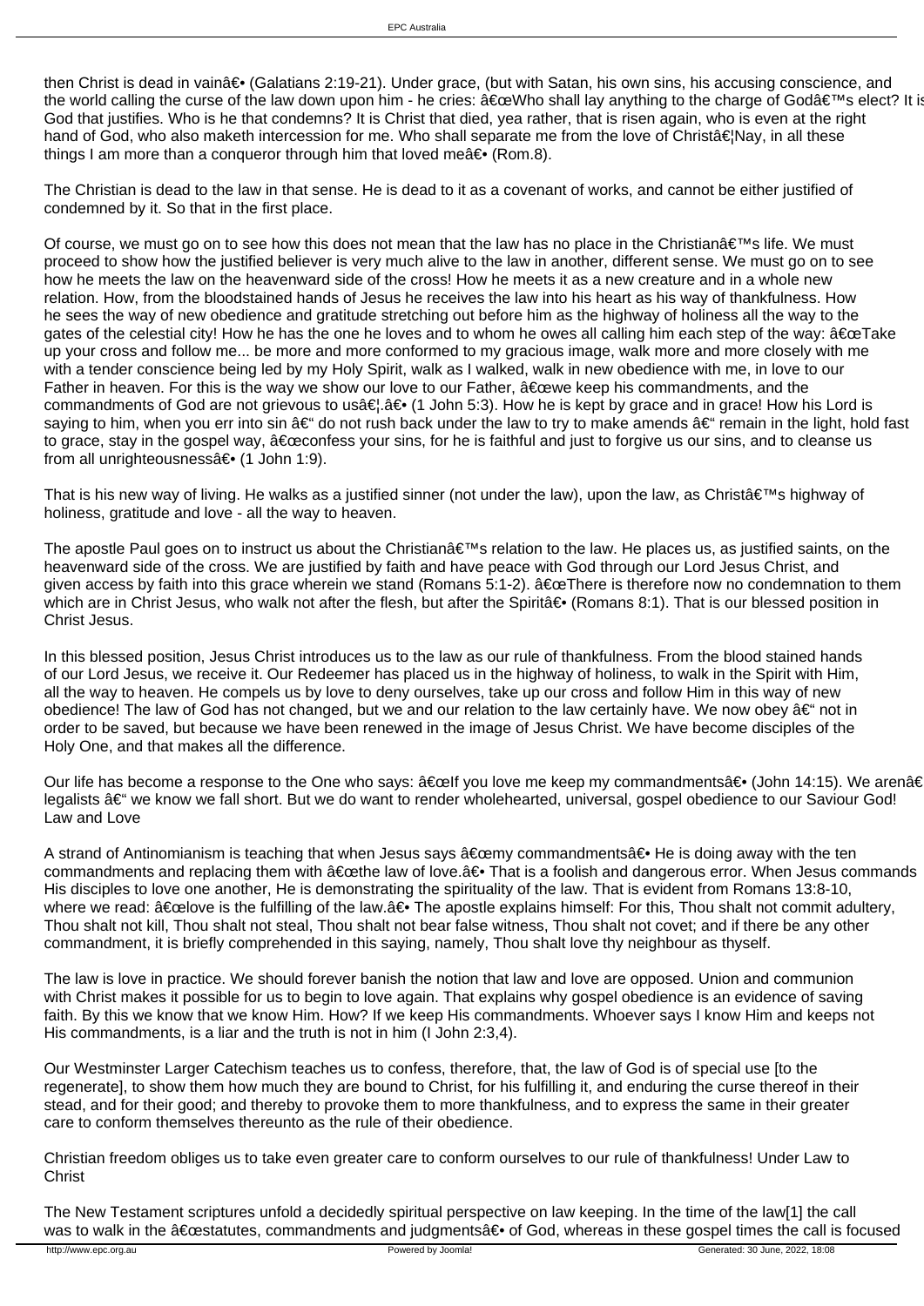then Christ is dead in vainâ€• (Galatians 2:19-21). Under grace, (but with Satan, his own sins, his accusing conscience, and the world calling the curse of the law down upon him - he cries: â€œWho shall lay anything to the charge of Godâ€™s elect? It is God that justifies. Who is he that condemns? It is Christ that died, yea rather, that is risen again, who is even at the right hand of God, who also maketh intercession for me. Who shall separate me from the love of Christâ€¦Nay, in all these things I am more than a conqueror through him that loved meâ€• (Rom.8).

The Christian is dead to the law in that sense. He is dead to it as a covenant of works, and cannot be either justified of condemned by it. So that in the first place.

Of course, we must go on to see how this does not mean that the law has no place in the Christianâ€™s life. We must proceed to show how the justified believer is very much alive to the law in another, different sense. We must go on to see how he meets the law on the heavenward side of the cross! How he meets it as a new creature and in a whole new relation. How, from the bloodstained hands of Jesus he receives the law into his heart as his way of thankfulness. How he sees the way of new obedience and gratitude stretching out before him as the highway of holiness all the way to the gates of the celestial city! How he has the one he loves and to whom he owes all calling him each step of the way: â€œTake up your cross and follow me... be more and more conformed to my gracious image, walk more and more closely with me with a tender conscience being led by my Holy Spirit, walk as I walked, walk in new obedience with me, in love to our Father in heaven. For this is the way we show our love to our Father, â€œwe keep his commandments, and the commandments of God are not grievous to usâ€¦.â€• (1 John 5:3). How he is kept by grace and in grace! How his Lord is saying to him, when you err into sin â€" do not rush back under the law to try to make amends â€" remain in the light, hold fast to grace, stay in the gospel way, â€œconfess your sins, for he is faithful and just to forgive us our sins, and to cleanse us from all unrighteousnessâ€• (1 John 1:9).

That is his new way of living. He walks as a justified sinner (not under the law), upon the law, as Christâ€™s highway of holiness, gratitude and love - all the way to heaven.

The apostle Paul goes on to instruct us about the Christianâ€™s relation to the law. He places us, as justified saints, on the heavenward side of the cross. We are justified by faith and have peace with God through our Lord Jesus Christ, and given access by faith into this grace wherein we stand (Romans 5:1-2). â€œThere is therefore now no condemnation to them which are in Christ Jesus, who walk not after the flesh, but after the Spiritâ€• (Romans 8:1). That is our blessed position in Christ Jesus.

In this blessed position, Jesus Christ introduces us to the law as our rule of thankfulness. From the blood stained hands of our Lord Jesus, we receive it. Our Redeemer has placed us in the highway of holiness, to walk in the Spirit with Him, all the way to heaven. He compels us by love to deny ourselves, take up our cross and follow Him in this way of new obedience! The law of God has not changed, but we and our relation to the law certainly have. We now obey â€" not in order to be saved, but because we have been renewed in the image of Jesus Christ. We have become disciples of the Holy One, and that makes all the difference.

Our life has become a response to the One who says: â€œIf you love me keep my commandmentsâ€• (John 14:15). We arenâ€ legalists â€" we know we fall short. But we do want to render wholehearted, universal, gospel obedience to our Saviour God!

## Law and Love

A strand of Antinomianism is teaching that when Jesus says â€œmy commandmentsâ€• He is doing away with the ten commandments and replacing them with â€œthe law of love.â€• That is a foolish and dangerous error. When Jesus commands His disciples to love one another, He is demonstrating the spirituality of the law. That is evident from Romans 13:8-10, where we read: â€œlove is the fulfilling of the law.â€• The apostle explains himself: For this, Thou shalt not commit adultery, Thou shalt not kill, Thou shalt not steal, Thou shalt not bear false witness, Thou shalt not covet; and if there be any other commandment, it is briefly comprehended in this saying, namely, Thou shalt love thy neighbour as thyself.

The law is love in practice. We should forever banish the notion that law and love are opposed. Union and communion with Christ makes it possible for us to begin to love again. That explains why gospel obedience is an evidence of saving faith. By this we know that we know Him. How? If we keep His commandments. Whoever says I know Him and keeps not His commandments, is a liar and the truth is not in him (I John 2:3,4).

Our Westminster Larger Catechism teaches us to confess, therefore, that, the law of God is of special use [to the regenerate], to show them how much they are bound to Christ, for his fulfilling it, and enduring the curse thereof in their stead, and for their good; and thereby to provoke them to more thankfulness, and to express the same in their greater care to conform themselves thereunto as the rule of their obedience.

Christian freedom obliges us to take even greater care to conform ourselves to our rule of thankfulness!

## Under Law to Christ

The New Testament scriptures unfold a decidedly spiritual perspective on law keeping. In the time of the law[1] the call was to walk in the â€œstatutes, commandments and judgmentsâ€• of God, whereas in these gospel times the call is focused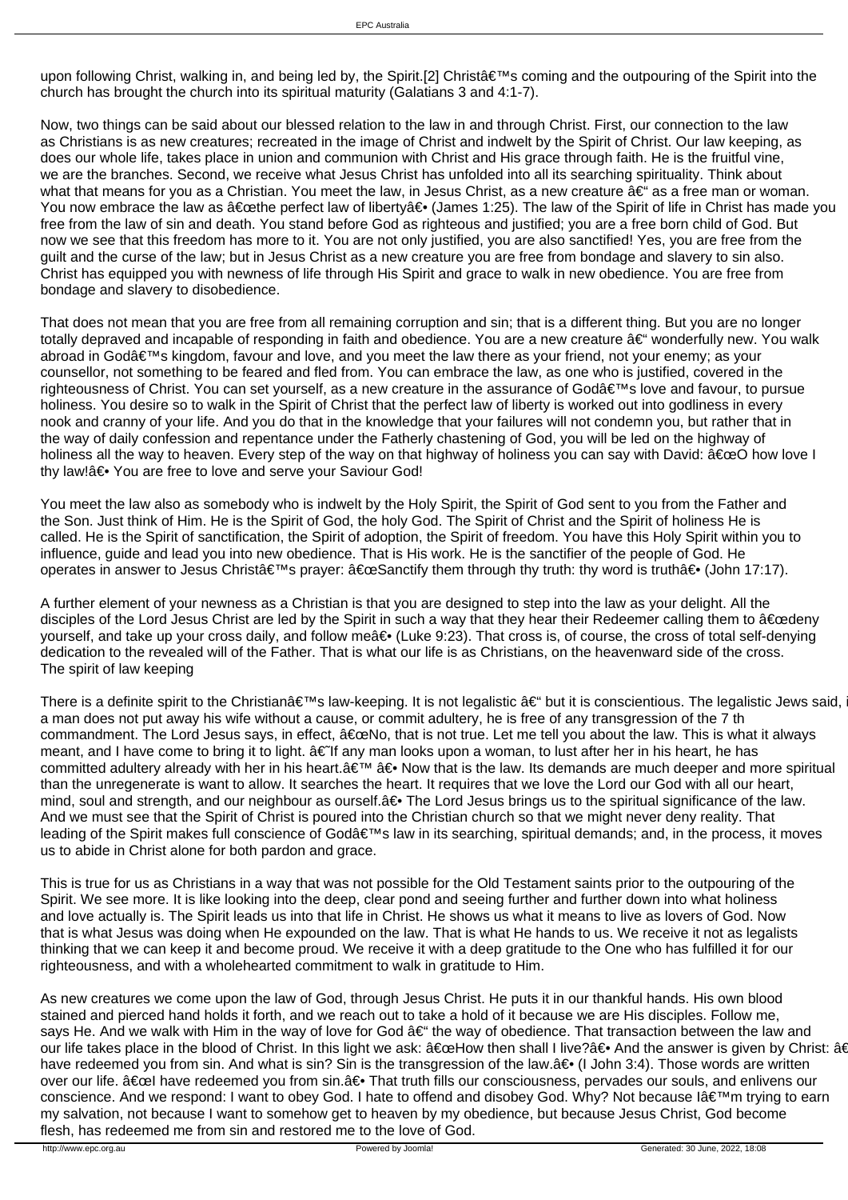upon following Christ, walking in, and being led by, the Spirit.[2] Christâ€™s coming and the outpouring of the Spirit into the church has brought the church into its spiritual maturity (Galatians 3 and 4:1-7).

Now, two things can be said about our blessed relation to the law in and through Christ. First, our connection to the law as Christians is as new creatures; recreated in the image of Christ and indwelt by the Spirit of Christ. Our law keeping, as does our whole life, takes place in union and communion with Christ and His grace through faith. He is the fruitful vine, we are the branches. Second, we receive what Jesus Christ has unfolded into all its searching spirituality. Think about what that means for you as a Christian. You meet the law, in Jesus Christ, as a new creature â€“ as a free man or woman. You now embrace the law as â€œthe perfect law of libertyâ€• (James 1:25). The law of the Spirit of life in Christ has made you free from the law of sin and death. You stand before God as righteous and justified; you are a free born child of God. But now we see that this freedom has more to it. You are not only justified, you are also sanctified! Yes, you are free from the guilt and the curse of the law; but in Jesus Christ as a new creature you are free from bondage and slavery to sin also. Christ has equipped you with newness of life through His Spirit and grace to walk in new obedience. You are free from bondage and slavery to disobedience.

That does not mean that you are free from all remaining corruption and sin; that is a different thing. But you are no longer totally depraved and incapable of responding in faith and obedience. You are a new creature â€“ wonderfully new. You walk abroad in Godâ€™s kingdom, favour and love, and you meet the law there as your friend, not your enemy; as your counsellor, not something to be feared and fled from. You can embrace the law, as one who is justified, covered in the righteousness of Christ. You can set yourself, as a new creature in the assurance of Godâ€™s love and favour, to pursue holiness. You desire so to walk in the Spirit of Christ that the perfect law of liberty is worked out into godliness in every nook and cranny of your life. And you do that in the knowledge that your failures will not condemn you, but rather that in the way of daily confession and repentance under the Fatherly chastening of God, you will be led on the highway of holiness all the way to heaven. Every step of the way on that highway of holiness you can say with David: â€œO how love I thy law!â€• You are free to love and serve your Saviour God!

You meet the law also as somebody who is indwelt by the Holy Spirit, the Spirit of God sent to you from the Father and the Son. Just think of Him. He is the Spirit of God, the holy God. The Spirit of Christ and the Spirit of holiness He is called. He is the Spirit of sanctification, the Spirit of adoption, the Spirit of freedom. You have this Holy Spirit within you to influence, guide and lead you into new obedience. That is His work. He is the sanctifier of the people of God. He operates in answer to Jesus Christâ€™s prayer: â€œSanctify them through thy truth: thy word is truthâ€• (John 17:17).

A further element of your newness as a Christian is that you are designed to step into the law as your delight. All the disciples of the Lord Jesus Christ are led by the Spirit in such a way that they hear their Redeemer calling them to â€œdeny yourself, and take up your cross daily, and follow meâ€• (Luke 9:23). That cross is, of course, the cross of total self-denying dedication to the revealed will of the Father. That is what our life is as Christians, on the heavenward side of the cross.

## The spirit of law keeping

There is a definite spirit to the Christianâ€™s law-keeping. It is not legalistic â€“ but it is conscientious. The legalistic Jews said, i a man does not put away his wife without a cause, or commit adultery, he is free of any transgression of the 7 th commandment. The Lord Jesus says, in effect, â€œNo, that is not true. Let me tell you about the law. This is what it always meant, and I have come to bring it to light. â€˜If any man looks upon a woman, to lust after her in his heart, he has committed adultery already with her in his heart.â€™ â€• Now that is the law. Its demands are much deeper and more spiritual than the unregenerate is want to allow. It searches the heart. It requires that we love the Lord our God with all our heart, mind, soul and strength, and our neighbour as ourself.â€• The Lord Jesus brings us to the spiritual significance of the law. And we must see that the Spirit of Christ is poured into the Christian church so that we might never deny reality. That leading of the Spirit makes full conscience of Godâ€™s law in its searching, spiritual demands; and, in the process, it moves us to abide in Christ alone for both pardon and grace.

This is true for us as Christians in a way that was not possible for the Old Testament saints prior to the outpouring of the Spirit. We see more. It is like looking into the deep, clear pond and seeing further and further down into what holiness and love actually is. The Spirit leads us into that life in Christ. He shows us what it means to live as lovers of God. Now that is what Jesus was doing when He expounded on the law. That is what He hands to us. We receive it not as legalists thinking that we can keep it and become proud. We receive it with a deep gratitude to the One who has fulfilled it for our righteousness, and with a wholehearted commitment to walk in gratitude to Him.

As new creatures we come upon the law of God, through Jesus Christ. He puts it in our thankful hands. His own blood stained and pierced hand holds it forth, and we reach out to take a hold of it because we are His disciples. Follow me, says He. And we walk with Him in the way of love for God â€“ the way of obedience. That transaction between the law and our life takes place in the blood of Christ. In this light we ask: â€œHow then shall I live?â€• And the answer is given by Christ: â€ have redeemed you from sin. And what is sin? Sin is the transgression of the law.â€• (I John 3:4). Those words are written over our life. â€œI have redeemed you from sin.â€• That truth fills our consciousness, pervades our souls, and enlivens our conscience. And we respond: I want to obey God. I hate to offend and disobey God. Why? Not because Iâ€™m trying to earn my salvation, not because I want to somehow get to heaven by my obedience, but because Jesus Christ, God become flesh, has redeemed me from sin and restored me to the love of God.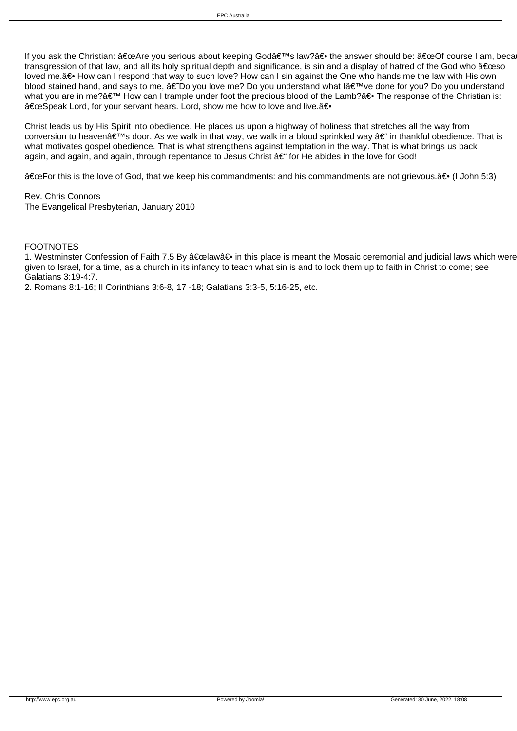If you ask the Christian: â€œAre you serious about keeping Godâ€™s law?â€• the answer should be: â€œOf course I am, becau transgression of that law, and all its holy spiritual depth and significance, is sin and a display of hatred of the God who â€œso loved me.â€• How can I respond that way to such love? How can I sin against the One who hands me the law with His own blood stained hand, and says to me, â€˜Do you love me? Do you understand what Iâ€™ve done for you? Do you understand what you are in me?â€™ How can I trample under foot the precious blood of the Lamb?â€• The response of the Christian is: â€œSpeak Lord, for your servant hears. Lord, show me how to love and live.â€•

Christ leads us by His Spirit into obedience. He places us upon a highway of holiness that stretches all the way from conversion to heavenâ€™s door. As we walk in that way, we walk in a blood sprinkled way â€“ in thankful obedience. That is what motivates gospel obedience. That is what strengthens against temptation in the way. That is what brings us back again, and again, and again, through repentance to Jesus Christ â€“ for He abides in the love for God!

â€œFor this is the love of God, that we keep his commandments: and his commandments are not grievous.â€• (I John 5:3)

Rev. Chris Connors
The Evangelical Presbyterian, January 2010

FOOTNOTES

1. Westminster Confession of Faith 7.5 By â€œlawâ€• in this place is meant the Mosaic ceremonial and judicial laws which were given to Israel, for a time, as a church in its infancy to teach what sin is and to lock them up to faith in Christ to come; see Galatians 3:19-4:7.
2. Romans 8:1-16; II Corinthians 3:6-8, 17 -18; Galatians 3:3-5, 5:16-25, etc.